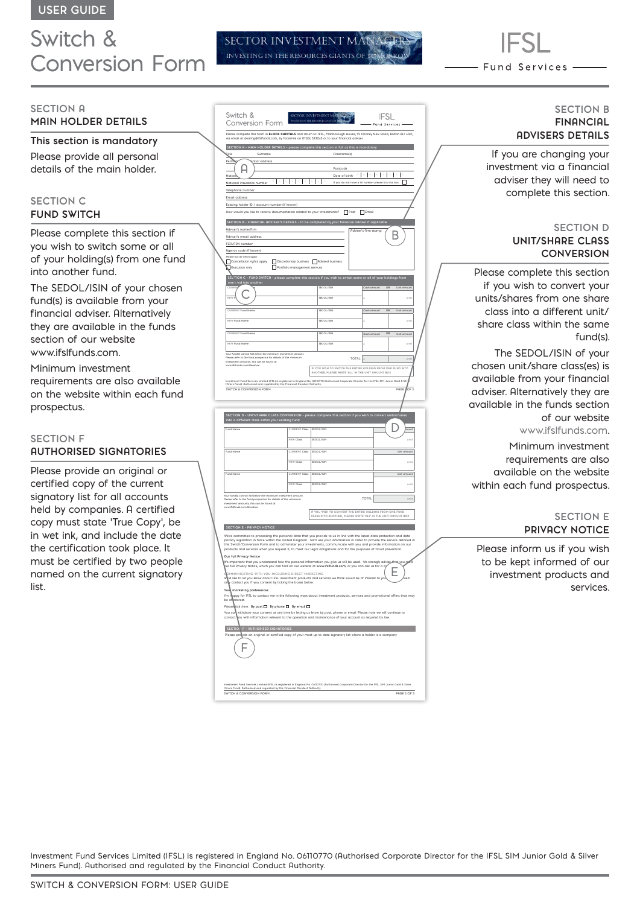USER GUIDE

# Switch & Conversion Form

SECTOR INVESTMENT MANAGERS
INVESTING IN THE RESOURCES GIANTS OF TOMORROW

IFSL
Fund Services

## SECTION A
## MAIN HOLDER DETAILS

**This section is mandatory**

Please provide all personal details of the main holder.

## SECTION C
## FUND SWITCH

Please complete this section if you wish to switch some or all of your holding(s) from one fund into another fund.

The SEDOL/ISIN of your chosen fund(s) is available from your financial adviser. Alternatively they are available in the funds section of our website www.ifslfunds.com.

Minimum investment requirements are also available on the website within each fund prospectus.

## SECTION F
## AUTHORISED SIGNATORIES

Please provide an original or certified copy of the current signatory list for all accounts held by companies. A certified copy must state 'True Copy', be in wet ink, and include the date the certification took place. It must be certified by two people named on the current signatory list.

## SECTION B
## FINANCIAL ADVISERS DETAILS

If you are changing your investment via a financial adviser they will need to complete this section.

## SECTION D
## UNIT/SHARE CLASS CONVERSION

Please complete this section if you wish to convert your units/shares from one share class into a different unit/share class within the same fund(s).

The SEDOL/ISIN of your chosen unit/share class(es) is available from your financial adviser. Alternatively they are available in the funds section of our website www.ifslfunds.com.

Minimum investment requirements are also available on the website within each fund prospectus.

## SECTION E
## PRIVACY NOTICE

Please inform us if you wish to be kept informed of our investment products and services.

Investment Fund Services Limited (IFSL) is registered in England No. 06110770 (Authorised Corporate Director for the IFSL SIM Junior Gold & Silver Miners Fund). Authorised and regulated by the Financial Conduct Authority.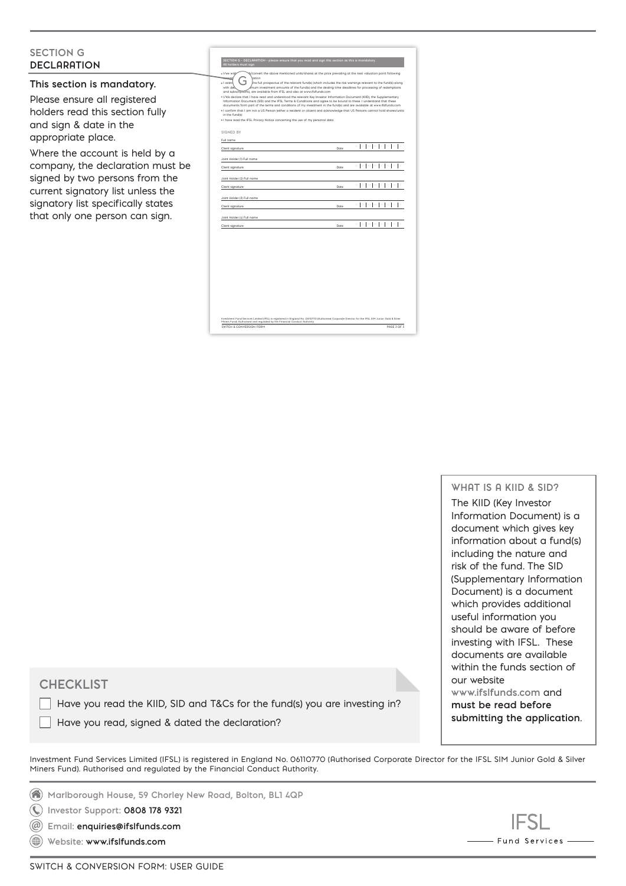## SECTION G
## DECLARATION

**This section is mandatory.**

Please ensure all registered holders read this section fully and sign & date in the appropriate place.

Where the account is held by a company, the declaration must be signed by two persons from the current signatory list unless the signatory list specifically states that only one person can sign.

**SECTION G - DECLARATION - please ensure that you read and sign this section as this is mandatory**
All holders must sign

- I/we wish to switch/convert the above mentioned units/shares at the price prevailing at the next valuation point following receipt of this application
- I acknowledge that the full prospectus of the relevant fund(s) (which includes the risk warnings relevant to the fund(s) along with details of minimum investment amounts of the fund(s) and the dealing time deadlines for processing of redemptions and subscriptions), are available from IFSL and also at www.ifslfunds.com
- I/We declare that I have read and understood the relevant Key Investor Information Document (KIID), the Supplementary Information Document (SID) and the IFSL Terms & Conditions and agree to be bound to these. I understand that these documents form part of the terms and conditions of my investment in the fund(s) and are available at www.ifslfunds.com
- I confirm that I am not a US Person (either a resident or citizen) and acknowledge that US Persons cannot hold shares/units in the fund(s)
- I have read the IFSL Privacy Notice concerning the use of my personal data

SIGNED BY

| | | | |
|---|---|---|---|
| Full name | | | |
| Client signature | | Date | |
| Joint Holder (1) Full name | | | |
| Client signature | | Date | |
| Joint Holder (2) Full name | | | |
| Client signature | | Date | |
| Joint Holder (3) Full name | | | |
| Client signature | | Date | |
| Joint Holder (4) Full name | | | |
| Client signature | | Date | |

Investment Fund Services Limited (IFSL) is registered in England No. 06110770 (Authorised Corporate Director for the IFSL SIM Junior Gold & Silver Miners Fund). Authorised and regulated by the Financial Conduct Authority.

SWITCH & CONVERSION FORM

### WHAT IS A KIID & SID?

The KIID (Key Investor Information Document) is a document which gives key information about a fund(s) including the nature and risk of the fund. The SID (Supplementary Information Document) is a document which provides additional useful information you should be aware of before investing with IFSL. These documents are available within the funds section of our website www.ifslfunds.com and **must be read before submitting the application**.

### CHECKLIST

- [ ] Have you read the KIID, SID and T&Cs for the fund(s) you are investing in?
- [ ] Have you read, signed & dated the declaration?

Investment Fund Services Limited (IFSL) is registered in England No. 06110770 (Authorised Corporate Director for the IFSL SIM Junior Gold & Silver Miners Fund). Authorised and regulated by the Financial Conduct Authority.

Marlborough House, 59 Chorley New Road, Bolton, BL1 4QP
Investor Support: **0808 178 9321**
Email: **enquiries@ifslfunds.com**
Website: **www.ifslfunds.com**

IFSL Fund Services